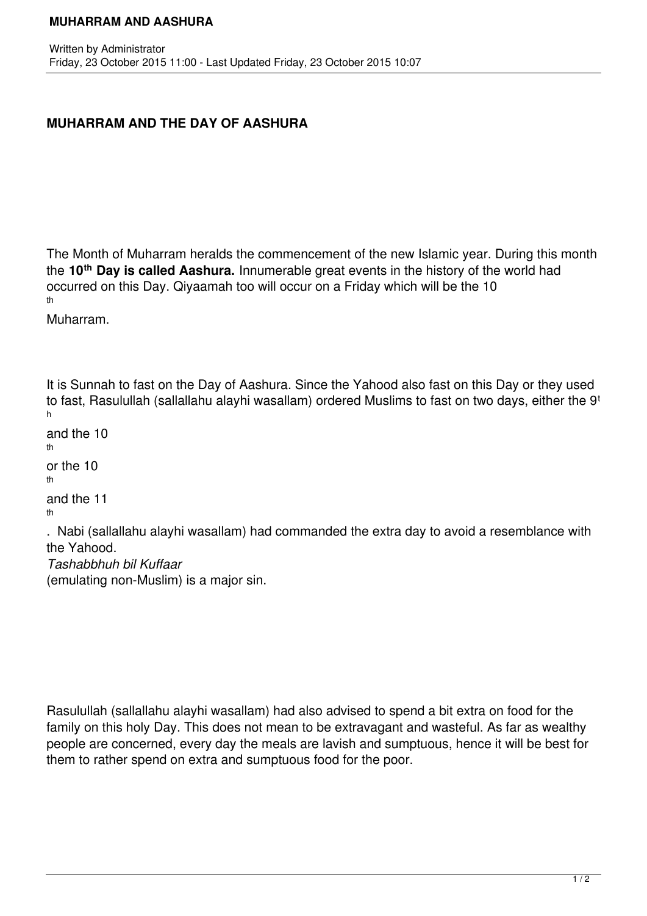# MUHARRAM AND THE DAY OF AASHURA

The Month of Muharram heralds the commencement of the new Islamic year. During this month the **10th Day is called Aashura.** Innumerable great events in the history of the world had occurred on this Day. Qiyaamah too will occur on a Friday which will be the 10th Muharram.

It is Sunnah to fast on the Day of Aashura. Since the Yahood also fast on this Day or they used to fast, Rasulullah (sallallahu alayhi wasallam) ordered Muslims to fast on two days, either the 9th and the 10th or the 10th and the 11th. Nabi (sallallahu alayhi wasallam) had commanded the extra day to avoid a resemblance with the Yahood. *Tashabbhuh bil Kuffaar* (emulating non-Muslim) is a major sin.

Rasulullah (sallallahu alayhi wasallam) had also advised to spend a bit extra on food for the family on this holy Day. This does not mean to be extravagant and wasteful. As far as wealthy people are concerned, every day the meals are lavish and sumptuous, hence it will be best for them to rather spend on extra and sumptuous food for the poor.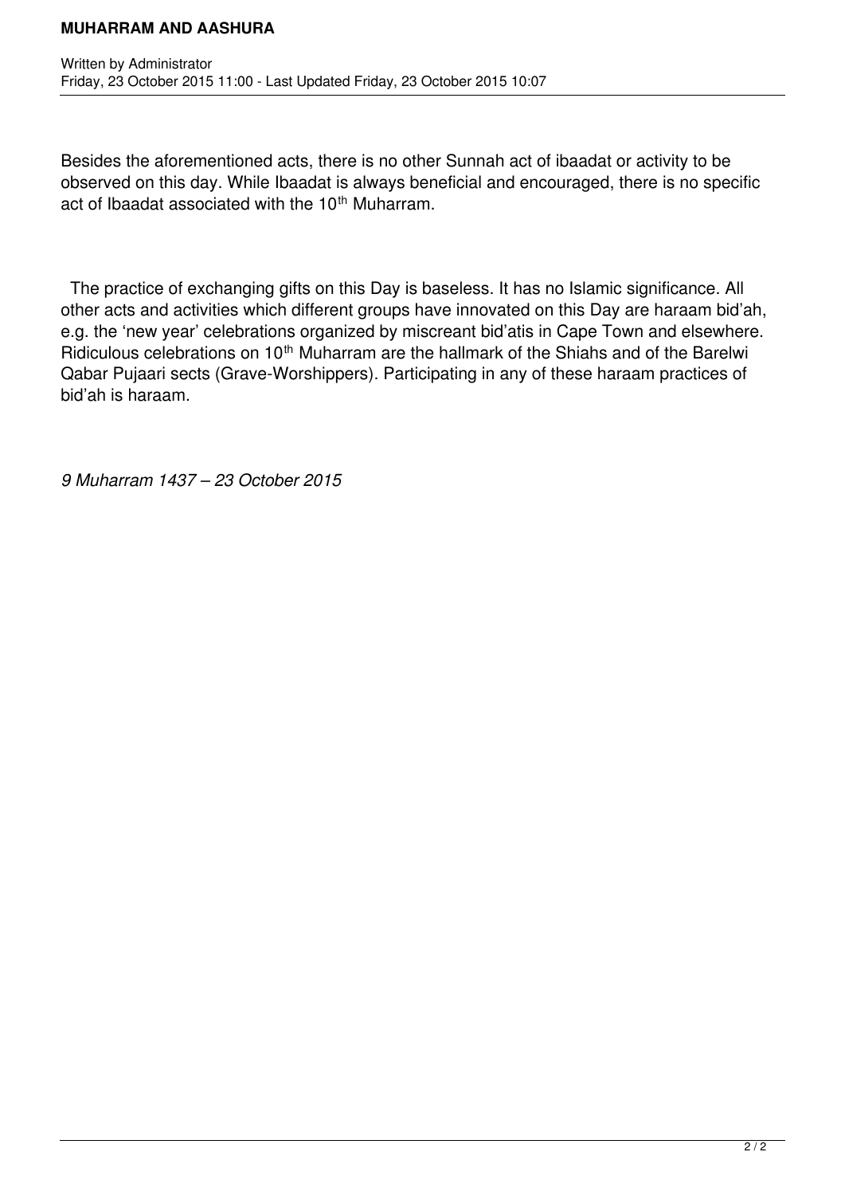Besides the aforementioned acts, there is no other Sunnah act of ibaadat or activity to be observed on this day. While Ibaadat is always beneficial and encouraged, there is no specific act of Ibaadat associated with the 10th Muharram.

The practice of exchanging gifts on this Day is baseless. It has no Islamic significance. All other acts and activities which different groups have innovated on this Day are haraam bid'ah, e.g. the 'new year' celebrations organized by miscreant bid'atis in Cape Town and elsewhere. Ridiculous celebrations on 10th Muharram are the hallmark of the Shiahs and of the Barelwi Qabar Pujaari sects (Grave-Worshippers). Participating in any of these haraam practices of bid'ah is haraam.

*9 Muharram 1437 – 23 October 2015*